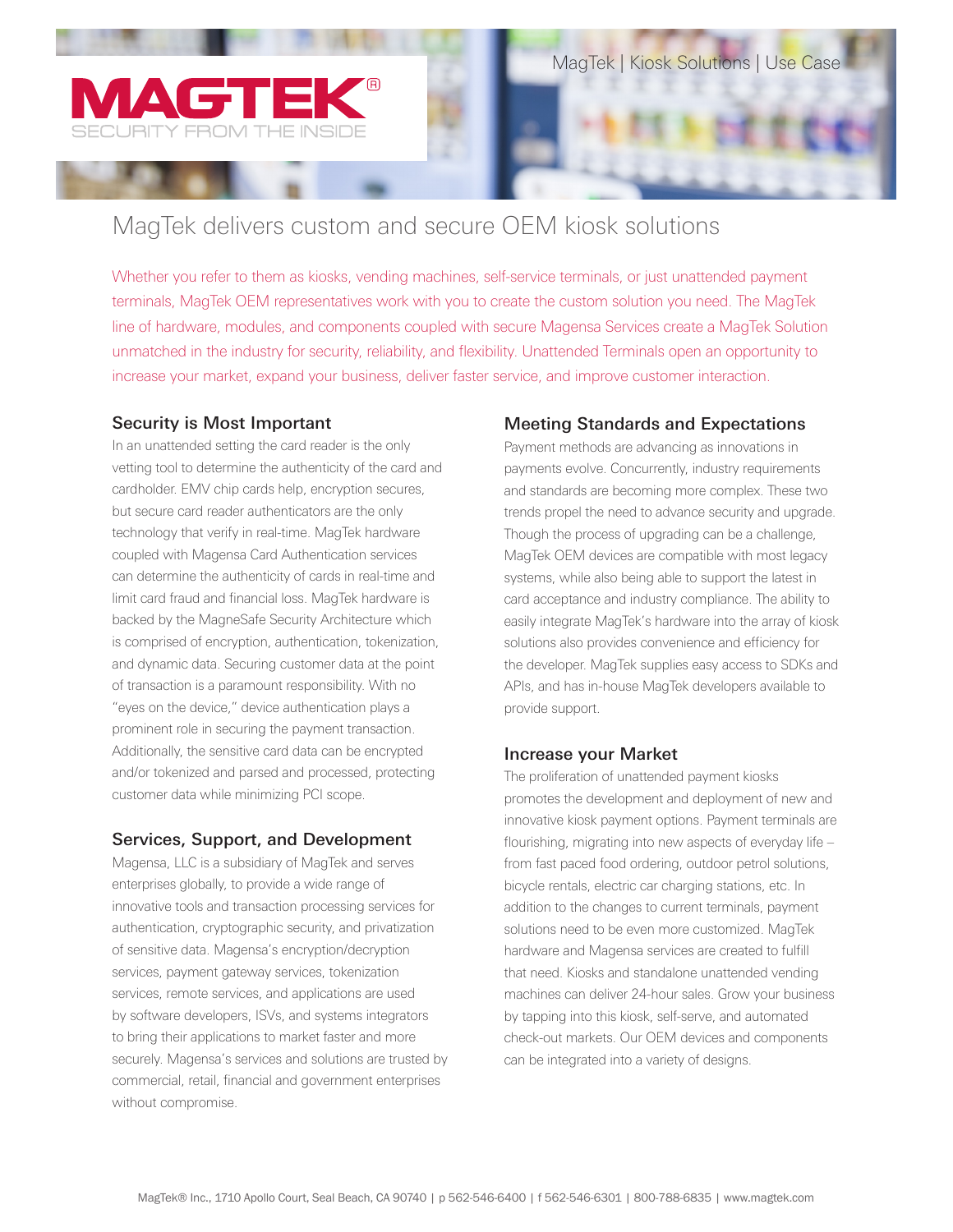# MagTek delivers custom and secure OEM kiosk solutions

Whether you refer to them as kiosks, vending machines, self-service terminals, or just unattended payment terminals, MagTek OEM representatives work with you to create the custom solution you need. The MagTek line of hardware, modules, and components coupled with secure Magensa Services create a MagTek Solution unmatched in the industry for security, reliability, and flexibility. Unattended Terminals open an opportunity to increase your market, expand your business, deliver faster service, and improve customer interaction.

## Security is Most Important

In an unattended setting the card reader is the only vetting tool to determine the authenticity of the card and cardholder. EMV chip cards help, encryption secures, but secure card reader authenticators are the only technology that verify in real-time. MagTek hardware coupled with Magensa Card Authentication services can determine the authenticity of cards in real-time and limit card fraud and financial loss. MagTek hardware is backed by the MagneSafe Security Architecture which is comprised of encryption, authentication, tokenization, and dynamic data. Securing customer data at the point of transaction is a paramount responsibility. With no "eyes on the device," device authentication plays a prominent role in securing the payment transaction. Additionally, the sensitive card data can be encrypted and/or tokenized and parsed and processed, protecting customer data while minimizing PCI scope.

## Services, Support, and Development

Magensa, LLC is a subsidiary of MagTek and serves enterprises globally, to provide a wide range of innovative tools and transaction processing services for authentication, cryptographic security, and privatization of sensitive data. Magensa's encryption/decryption services, payment gateway services, tokenization services, remote services, and applications are used by software developers, ISVs, and systems integrators to bring their applications to market faster and more securely. Magensa's services and solutions are trusted by commercial, retail, financial and government enterprises without compromise.

## Meeting Standards and Expectations

Payment methods are advancing as innovations in payments evolve. Concurrently, industry requirements and standards are becoming more complex. These two trends propel the need to advance security and upgrade. Though the process of upgrading can be a challenge, MagTek OEM devices are compatible with most legacy systems, while also being able to support the latest in card acceptance and industry compliance. The ability to easily integrate MagTek's hardware into the array of kiosk solutions also provides convenience and efficiency for the developer. MagTek supplies easy access to SDKs and APIs, and has in-house MagTek developers available to provide support.

## Increase your Market

The proliferation of unattended payment kiosks promotes the development and deployment of new and innovative kiosk payment options. Payment terminals are flourishing, migrating into new aspects of everyday life – from fast paced food ordering, outdoor petrol solutions, bicycle rentals, electric car charging stations, etc. In addition to the changes to current terminals, payment solutions need to be even more customized. MagTek hardware and Magensa services are created to fulfill that need. Kiosks and standalone unattended vending machines can deliver 24-hour sales. Grow your business by tapping into this kiosk, self-serve, and automated check-out markets. Our OEM devices and components can be integrated into a variety of designs.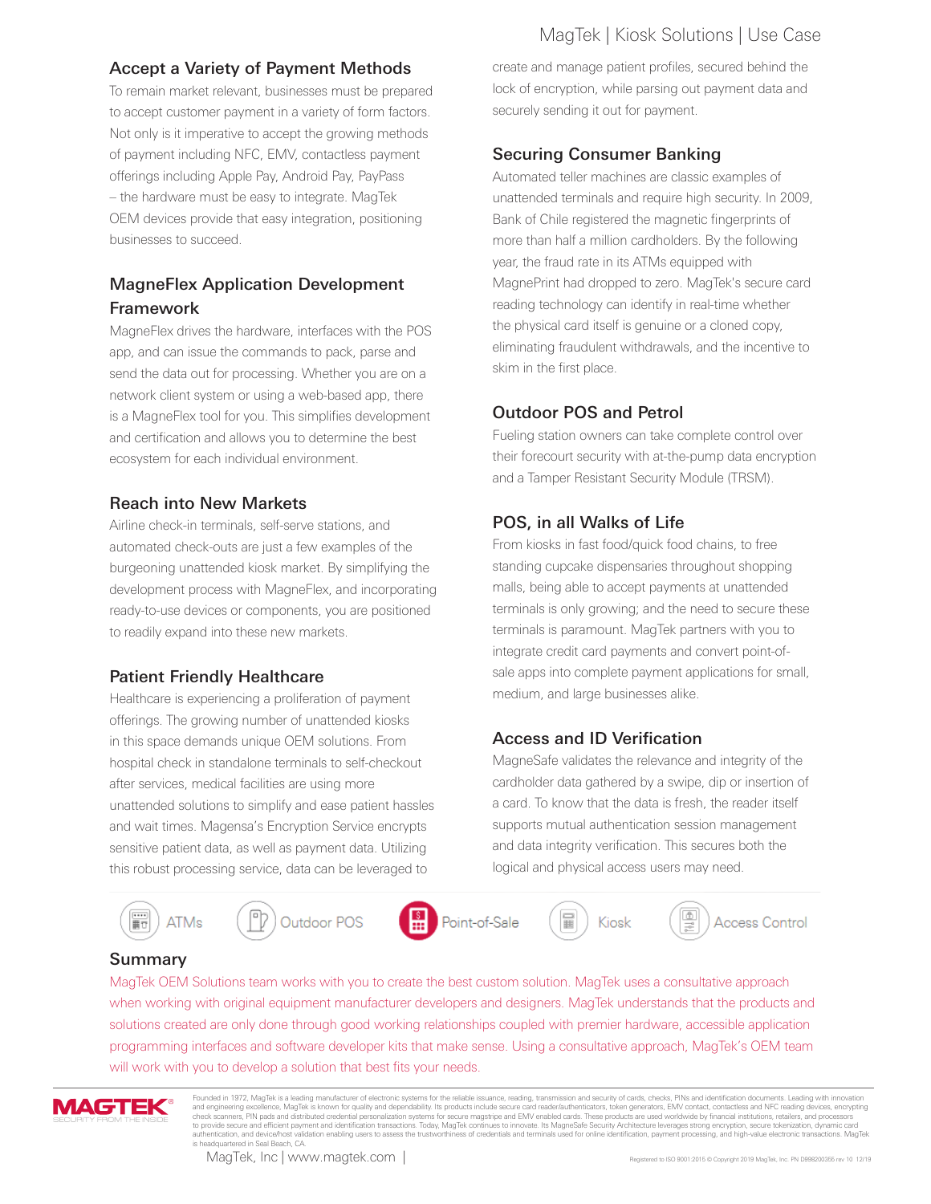## Accept a Variety of Payment Methods

To remain market relevant, businesses must be prepared to accept customer payment in a variety of form factors. Not only is it imperative to accept the growing methods of payment including NFC, EMV, contactless payment offerings including Apple Pay, Android Pay, PayPass – the hardware must be easy to integrate. MagTek OEM devices provide that easy integration, positioning businesses to succeed.

## MagneFlex Application Development Framework

MagneFlex drives the hardware, interfaces with the POS app, and can issue the commands to pack, parse and send the data out for processing. Whether you are on a network client system or using a web-based app, there is a MagneFlex tool for you. This simplifies development and certification and allows you to determine the best ecosystem for each individual environment.

## Reach into New Markets

Airline check-in terminals, self-serve stations, and automated check-outs are just a few examples of the burgeoning unattended kiosk market. By simplifying the development process with MagneFlex, and incorporating ready-to-use devices or components, you are positioned to readily expand into these new markets.

## Patient Friendly Healthcare

Healthcare is experiencing a proliferation of payment offerings. The growing number of unattended kiosks in this space demands unique OEM solutions. From hospital check in standalone terminals to self-checkout after services, medical facilities are using more unattended solutions to simplify and ease patient hassles and wait times. Magensa's Encryption Service encrypts sensitive patient data, as well as payment data. Utilizing this robust processing service, data can be leveraged to create and manage patient profiles, secured behind the lock of encryption, while parsing out payment data and securely sending it out for payment.

## Securing Consumer Banking

Automated teller machines are classic examples of unattended terminals and require high security. In 2009, Bank of Chile registered the magnetic fingerprints of more than half a million cardholders. By the following year, the fraud rate in its ATMs equipped with MagnePrint had dropped to zero. MagTek's secure card reading technology can identify in real-time whether the physical card itself is genuine or a cloned copy, eliminating fraudulent withdrawals, and the incentive to skim in the first place.

## Outdoor POS and Petrol

Fueling station owners can take complete control over their forecourt security with at-the-pump data encryption and a Tamper Resistant Security Module (TRSM).

## POS, in all Walks of Life

From kiosks in fast food/quick food chains, to free standing cupcake dispensaries throughout shopping malls, being able to accept payments at unattended terminals is only growing; and the need to secure these terminals is paramount. MagTek partners with you to integrate credit card payments and convert point-of-sale apps into complete payment applications for small, medium, and large businesses alike.

## Access and ID Verification

MagneSafe validates the relevance and integrity of the cardholder data gathered by a swipe, dip or insertion of a card. To know that the data is fresh, the reader itself supports mutual authentication session management and data integrity verification. This secures both the logical and physical access users may need.

ATMs | Outdoor POS | Point-of-Sale | Kiosk | Access Control

## Summary

MagTek OEM Solutions team works with you to create the best custom solution. MagTek uses a consultative approach when working with original equipment manufacturer developers and designers. MagTek understands that the products and solutions created are only done through good working relationships coupled with premier hardware, accessible application programming interfaces and software developer kits that make sense. Using a consultative approach, MagTek's OEM team will work with you to develop a solution that best fits your needs.

MAGTEK® SECURITY FROM THE INSIDE

Founded in 1972, MagTek is a leading manufacturer of electronic systems for the reliable issuance, reading, transmission and security of cards, checks, PINs and identification documents. Leading with innovation and engineering excellence, MagTek is known for quality and dependability. Its products include secure card reader/authenticators, token generators, EMV contact, contactless and NFC reading devices, encrypting check scanners, PIN pads and distributed credential personalization systems for secure magstripe and EMV enabled cards. These products are used worldwide by financial institutions, retailers, and processors to provide secure and efficient payment and identification transactions. Today, MagTek continues to innovate. Its MagneSafe Security Architecture leverages strong encryption, secure tokenization, dynamic card authentication, and device/host validation enabling users to assess the trustworthiness of credentials and terminals used for online identification, payment processing, and high-value electronic transactions. MagTek is headquartered in Seal Beach, CA.

MagTek, Inc | www.magtek.com |

Registered to ISO 9001:2015 © Copyright 2019 MagTek, Inc. PN D998200355 rev 10 12/19